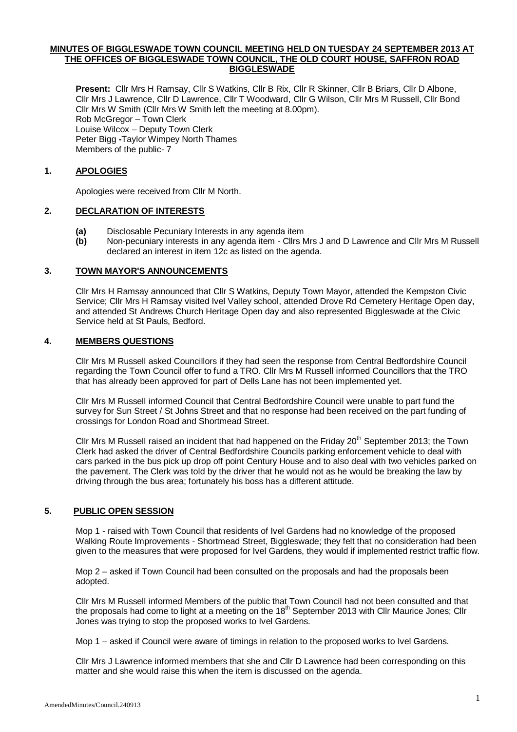# MINUTES OF BIGGLESWADE TOWN COUNCIL MEETING HELD ON TUESDAY 24 SEPTEMBER 2013 AT THE OFFICES OF BIGGLESWADE TOWN COUNCIL, THE OLD COURT HOUSE, SAFFRON ROAD BIGGLESWADE

**Present:** Cllr Mrs H Ramsay, Cllr S Watkins, Cllr B Rix, Cllr R Skinner, Cllr B Briars, Cllr D Albone, Cllr Mrs J Lawrence, Cllr D Lawrence, Cllr T Woodward, Cllr G Wilson, Cllr Mrs M Russell, Cllr Bond Cllr Mrs W Smith (Cllr Mrs W Smith left the meeting at 8.00pm).
Rob McGregor – Town Clerk
Louise Wilcox – Deputy Town Clerk
Peter Bigg -Taylor Wimpey North Thames
Members of the public- 7

## 1. APOLOGIES

Apologies were received from Cllr M North.

## 2. DECLARATION OF INTERESTS

**(a)** Disclosable Pecuniary Interests in any agenda item
**(b)** Non-pecuniary interests in any agenda item - Cllrs Mrs J and D Lawrence and Cllr Mrs M Russell declared an interest in item 12c as listed on the agenda.

## 3. TOWN MAYOR'S ANNOUNCEMENTS

Cllr Mrs H Ramsay announced that Cllr S Watkins, Deputy Town Mayor, attended the Kempston Civic Service; Cllr Mrs H Ramsay visited Ivel Valley school, attended Drove Rd Cemetery Heritage Open day, and attended St Andrews Church Heritage Open day and also represented Biggleswade at the Civic Service held at St Pauls, Bedford.

## 4. MEMBERS QUESTIONS

Cllr Mrs M Russell asked Councillors if they had seen the response from Central Bedfordshire Council regarding the Town Council offer to fund a TRO. Cllr Mrs M Russell informed Councillors that the TRO that has already been approved for part of Dells Lane has not been implemented yet.

Cllr Mrs M Russell informed Council that Central Bedfordshire Council were unable to part fund the survey for Sun Street / St Johns Street and that no response had been received on the part funding of crossings for London Road and Shortmead Street.

Cllr Mrs M Russell raised an incident that had happened on the Friday 20th September 2013; the Town Clerk had asked the driver of Central Bedfordshire Councils parking enforcement vehicle to deal with cars parked in the bus pick up drop off point Century House and to also deal with two vehicles parked on the pavement. The Clerk was told by the driver that he would not as he would be breaking the law by driving through the bus area; fortunately his boss has a different attitude.

## 5. PUBLIC OPEN SESSION

Mop 1 - raised with Town Council that residents of Ivel Gardens had no knowledge of the proposed Walking Route Improvements - Shortmead Street, Biggleswade; they felt that no consideration had been given to the measures that were proposed for Ivel Gardens, they would if implemented restrict traffic flow.

Mop 2 – asked if Town Council had been consulted on the proposals and had the proposals been adopted.

Cllr Mrs M Russell informed Members of the public that Town Council had not been consulted and that the proposals had come to light at a meeting on the 18th September 2013 with Cllr Maurice Jones; Cllr Jones was trying to stop the proposed works to Ivel Gardens.

Mop 1 – asked if Council were aware of timings in relation to the proposed works to Ivel Gardens.

Cllr Mrs J Lawrence informed members that she and Cllr D Lawrence had been corresponding on this matter and she would raise this when the item is discussed on the agenda.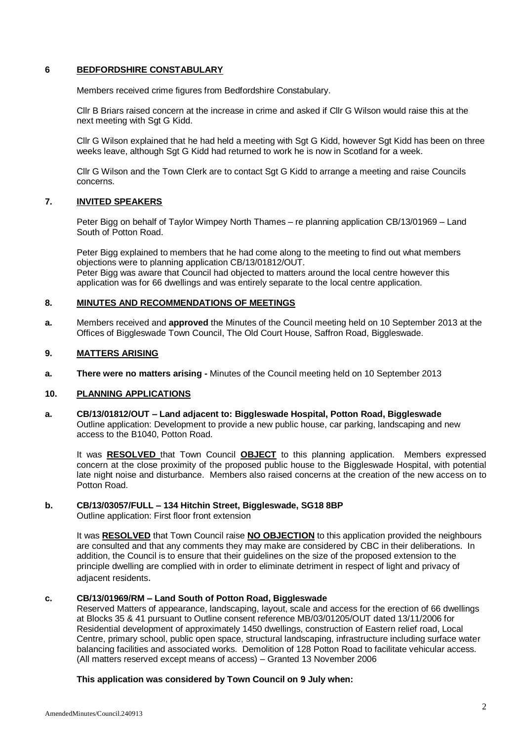## 6 BEDFORDSHIRE CONSTABULARY

Members received crime figures from Bedfordshire Constabulary.

Cllr B Briars raised concern at the increase in crime and asked if Cllr G Wilson would raise this at the next meeting with Sgt G Kidd.

Cllr G Wilson explained that he had held a meeting with Sgt G Kidd, however Sgt Kidd has been on three weeks leave, although Sgt G Kidd had returned to work he is now in Scotland for a week.

Cllr G Wilson and the Town Clerk are to contact Sgt G Kidd to arrange a meeting and raise Councils concerns.

## 7. INVITED SPEAKERS

Peter Bigg on behalf of Taylor Wimpey North Thames – re planning application CB/13/01969 – Land South of Potton Road.

Peter Bigg explained to members that he had come along to the meeting to find out what members objections were to planning application CB/13/01812/OUT.
Peter Bigg was aware that Council had objected to matters around the local centre however this application was for 66 dwellings and was entirely separate to the local centre application.

## 8. MINUTES AND RECOMMENDATIONS OF MEETINGS

**a.** Members received and **approved** the Minutes of the Council meeting held on 10 September 2013 at the Offices of Biggleswade Town Council, The Old Court House, Saffron Road, Biggleswade.

## 9. MATTERS ARISING

**a. There were no matters arising -** Minutes of the Council meeting held on 10 September 2013

## 10. PLANNING APPLICATIONS

**a. CB/13/01812/OUT – Land adjacent to: Biggleswade Hospital, Potton Road, Biggleswade**
Outline application: Development to provide a new public house, car parking, landscaping and new access to the B1040, Potton Road.

It was **RESOLVED** that Town Council **OBJECT** to this planning application. Members expressed concern at the close proximity of the proposed public house to the Biggleswade Hospital, with potential late night noise and disturbance. Members also raised concerns at the creation of the new access on to Potton Road.

**b. CB/13/03057/FULL – 134 Hitchin Street, Biggleswade, SG18 8BP**
Outline application: First floor front extension

It was **RESOLVED** that Town Council raise **NO OBJECTION** to this application provided the neighbours are consulted and that any comments they may make are considered by CBC in their deliberations. In addition, the Council is to ensure that their guidelines on the size of the proposed extension to the principle dwelling are complied with in order to eliminate detriment in respect of light and privacy of adjacent residents.

**c. CB/13/01969/RM – Land South of Potton Road, Biggleswade**
Reserved Matters of appearance, landscaping, layout, scale and access for the erection of 66 dwellings at Blocks 35 & 41 pursuant to Outline consent reference MB/03/01205/OUT dated 13/11/2006 for Residential development of approximately 1450 dwellings, construction of Eastern relief road, Local Centre, primary school, public open space, structural landscaping, infrastructure including surface water balancing facilities and associated works. Demolition of 128 Potton Road to facilitate vehicular access. (All matters reserved except means of access) – Granted 13 November 2006

**This application was considered by Town Council on 9 July when:**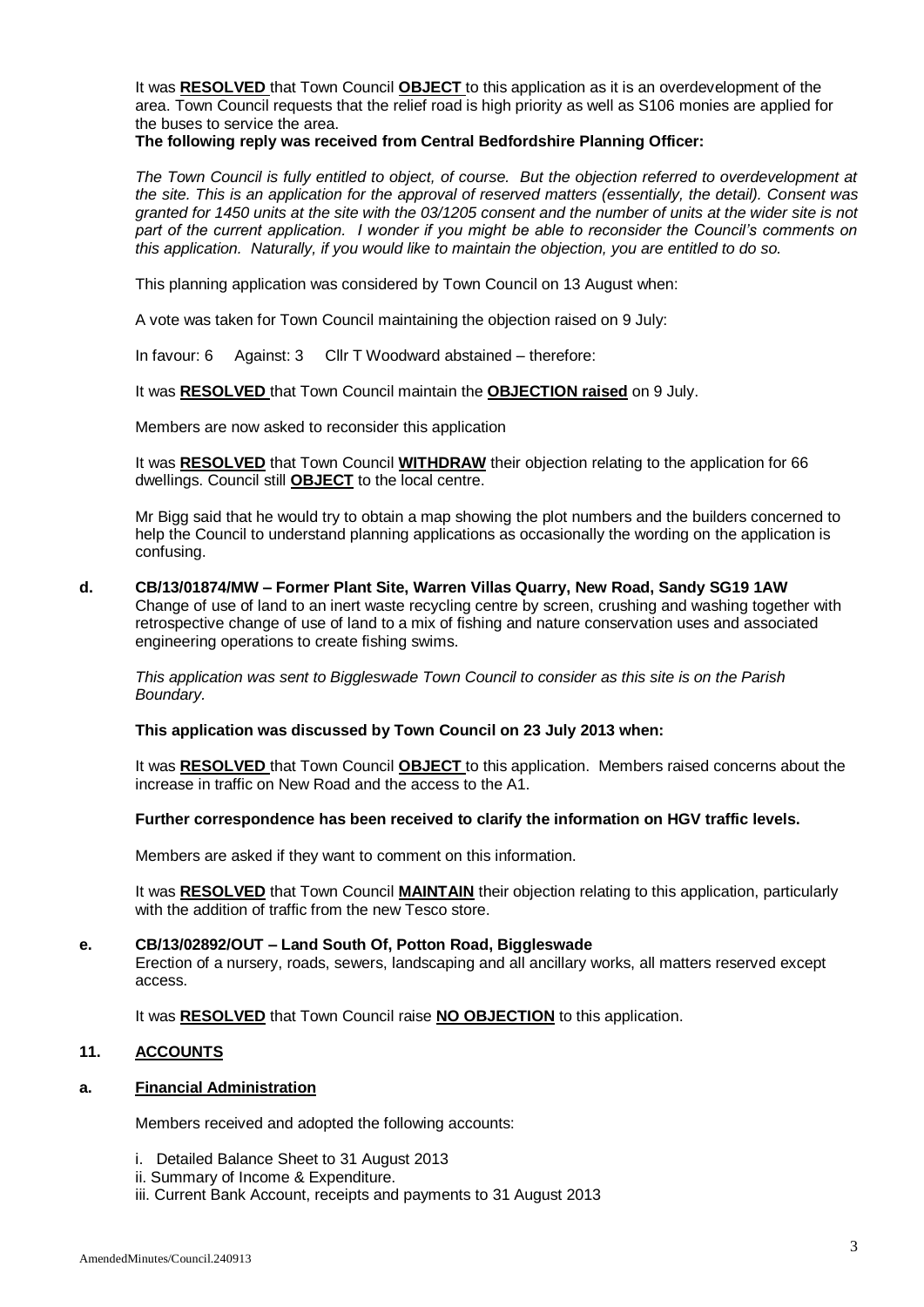It was **RESOLVED** that Town Council **OBJECT** to this application as it is an overdevelopment of the area. Town Council requests that the relief road is high priority as well as S106 monies are applied for the buses to service the area.

**The following reply was received from Central Bedfordshire Planning Officer:**

*The Town Council is fully entitled to object, of course. But the objection referred to overdevelopment at the site. This is an application for the approval of reserved matters (essentially, the detail). Consent was granted for 1450 units at the site with the 03/1205 consent and the number of units at the wider site is not part of the current application. I wonder if you might be able to reconsider the Council's comments on this application. Naturally, if you would like to maintain the objection, you are entitled to do so.*

This planning application was considered by Town Council on 13 August when:

A vote was taken for Town Council maintaining the objection raised on 9 July:

In favour: 6 Against: 3 Cllr T Woodward abstained – therefore:

It was **RESOLVED** that Town Council maintain the **OBJECTION raised** on 9 July.

Members are now asked to reconsider this application

It was **RESOLVED** that Town Council **WITHDRAW** their objection relating to the application for 66 dwellings. Council still **OBJECT** to the local centre.

Mr Bigg said that he would try to obtain a map showing the plot numbers and the builders concerned to help the Council to understand planning applications as occasionally the wording on the application is confusing.

**d. CB/13/01874/MW – Former Plant Site, Warren Villas Quarry, New Road, Sandy SG19 1AW**

Change of use of land to an inert waste recycling centre by screen, crushing and washing together with retrospective change of use of land to a mix of fishing and nature conservation uses and associated engineering operations to create fishing swims.

*This application was sent to Biggleswade Town Council to consider as this site is on the Parish Boundary.*

**This application was discussed by Town Council on 23 July 2013 when:**

It was **RESOLVED** that Town Council **OBJECT** to this application. Members raised concerns about the increase in traffic on New Road and the access to the A1.

**Further correspondence has been received to clarify the information on HGV traffic levels.**

Members are asked if they want to comment on this information.

It was **RESOLVED** that Town Council **MAINTAIN** their objection relating to this application, particularly with the addition of traffic from the new Tesco store.

**e. CB/13/02892/OUT – Land South Of, Potton Road, Biggleswade**

Erection of a nursery, roads, sewers, landscaping and all ancillary works, all matters reserved except access.

It was **RESOLVED** that Town Council raise **NO OBJECTION** to this application.

## 11. ACCOUNTS

### a. Financial Administration

Members received and adopted the following accounts:

i. Detailed Balance Sheet to 31 August 2013
ii. Summary of Income & Expenditure.
iii. Current Bank Account, receipts and payments to 31 August 2013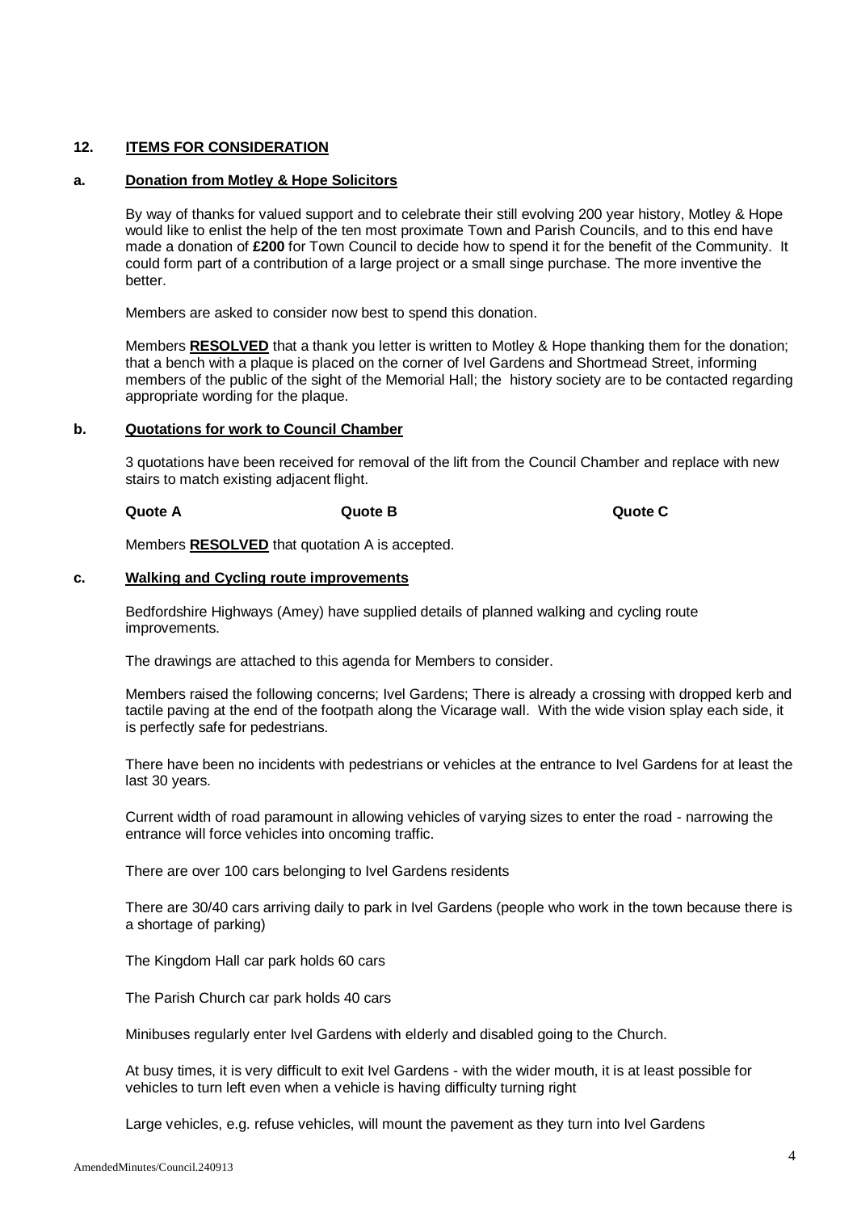## 12. ITEMS FOR CONSIDERATION

### a. Donation from Motley & Hope Solicitors

By way of thanks for valued support and to celebrate their still evolving 200 year history, Motley & Hope would like to enlist the help of the ten most proximate Town and Parish Councils, and to this end have made a donation of **£200** for Town Council to decide how to spend it for the benefit of the Community. It could form part of a contribution of a large project or a small singe purchase. The more inventive the better.

Members are asked to consider now best to spend this donation.

Members **RESOLVED** that a thank you letter is written to Motley & Hope thanking them for the donation; that a bench with a plaque is placed on the corner of Ivel Gardens and Shortmead Street, informing members of the public of the sight of the Memorial Hall; the history society are to be contacted regarding appropriate wording for the plaque.

### b. Quotations for work to Council Chamber

3 quotations have been received for removal of the lift from the Council Chamber and replace with new stairs to match existing adjacent flight.

| Quote A | Quote B | Quote C |
|---|---|---|

Members **RESOLVED** that quotation A is accepted.

### c. Walking and Cycling route improvements

Bedfordshire Highways (Amey) have supplied details of planned walking and cycling route improvements.

The drawings are attached to this agenda for Members to consider.

Members raised the following concerns; Ivel Gardens; There is already a crossing with dropped kerb and tactile paving at the end of the footpath along the Vicarage wall. With the wide vision splay each side, it is perfectly safe for pedestrians.

There have been no incidents with pedestrians or vehicles at the entrance to Ivel Gardens for at least the last 30 years.

Current width of road paramount in allowing vehicles of varying sizes to enter the road - narrowing the entrance will force vehicles into oncoming traffic.

There are over 100 cars belonging to Ivel Gardens residents

There are 30/40 cars arriving daily to park in Ivel Gardens (people who work in the town because there is a shortage of parking)

The Kingdom Hall car park holds 60 cars

The Parish Church car park holds 40 cars

Minibuses regularly enter Ivel Gardens with elderly and disabled going to the Church.

At busy times, it is very difficult to exit Ivel Gardens - with the wider mouth, it is at least possible for vehicles to turn left even when a vehicle is having difficulty turning right

Large vehicles, e.g. refuse vehicles, will mount the pavement as they turn into Ivel Gardens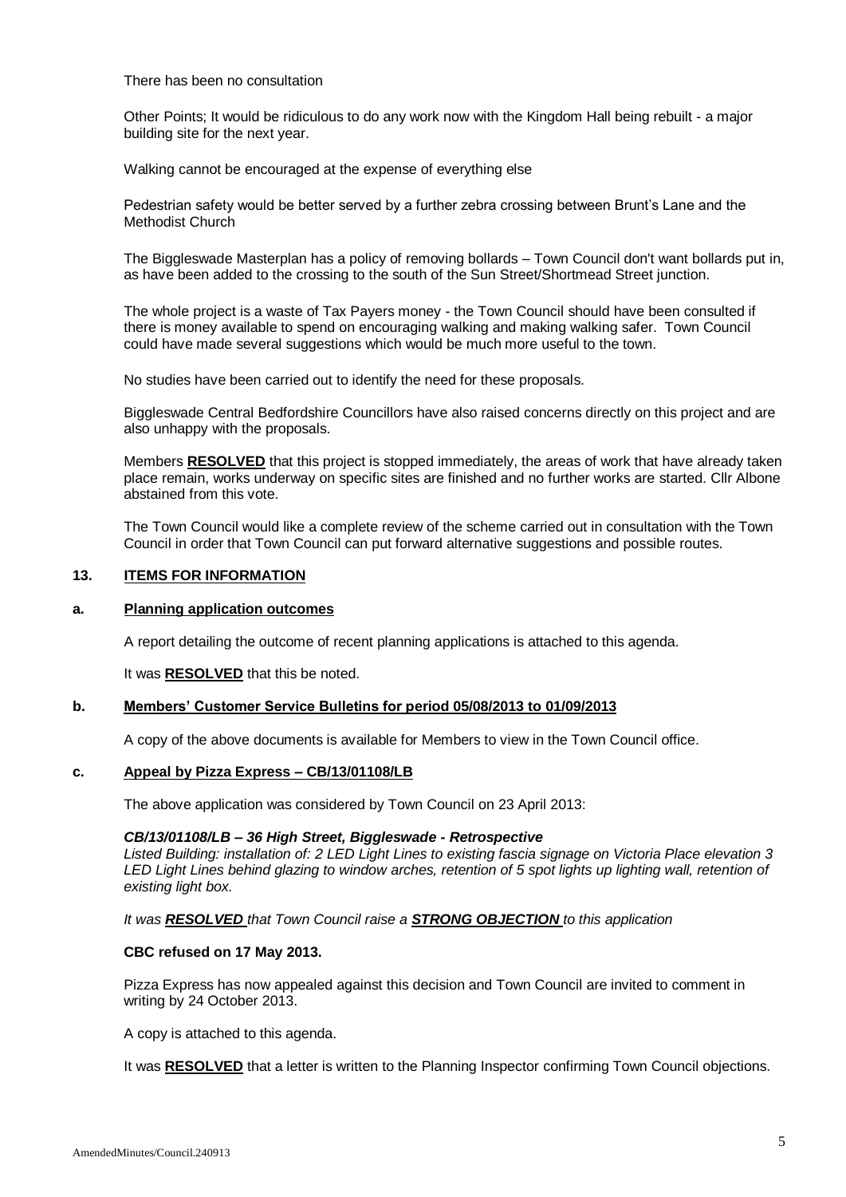There has been no consultation

Other Points; It would be ridiculous to do any work now with the Kingdom Hall being rebuilt - a major building site for the next year.

Walking cannot be encouraged at the expense of everything else

Pedestrian safety would be better served by a further zebra crossing between Brunt's Lane and the Methodist Church

The Biggleswade Masterplan has a policy of removing bollards – Town Council don't want bollards put in, as have been added to the crossing to the south of the Sun Street/Shortmead Street junction.

The whole project is a waste of Tax Payers money - the Town Council should have been consulted if there is money available to spend on encouraging walking and making walking safer. Town Council could have made several suggestions which would be much more useful to the town.

No studies have been carried out to identify the need for these proposals.

Biggleswade Central Bedfordshire Councillors have also raised concerns directly on this project and are also unhappy with the proposals.

Members **RESOLVED** that this project is stopped immediately, the areas of work that have already taken place remain, works underway on specific sites are finished and no further works are started. Cllr Albone abstained from this vote.

The Town Council would like a complete review of the scheme carried out in consultation with the Town Council in order that Town Council can put forward alternative suggestions and possible routes.

## 13. ITEMS FOR INFORMATION

### a. Planning application outcomes

A report detailing the outcome of recent planning applications is attached to this agenda.

It was **RESOLVED** that this be noted.

### b. Members' Customer Service Bulletins for period 05/08/2013 to 01/09/2013

A copy of the above documents is available for Members to view in the Town Council office.

### c. Appeal by Pizza Express – CB/13/01108/LB

The above application was considered by Town Council on 23 April 2013:

***CB/13/01108/LB – 36 High Street, Biggleswade - Retrospective***
*Listed Building: installation of: 2 LED Light Lines to existing fascia signage on Victoria Place elevation 3 LED Light Lines behind glazing to window arches, retention of 5 spot lights up lighting wall, retention of existing light box.*

*It was **RESOLVED** that Town Council raise a **STRONG OBJECTION** to this application*

**CBC refused on 17 May 2013.**

Pizza Express has now appealed against this decision and Town Council are invited to comment in writing by 24 October 2013.

A copy is attached to this agenda.

It was **RESOLVED** that a letter is written to the Planning Inspector confirming Town Council objections.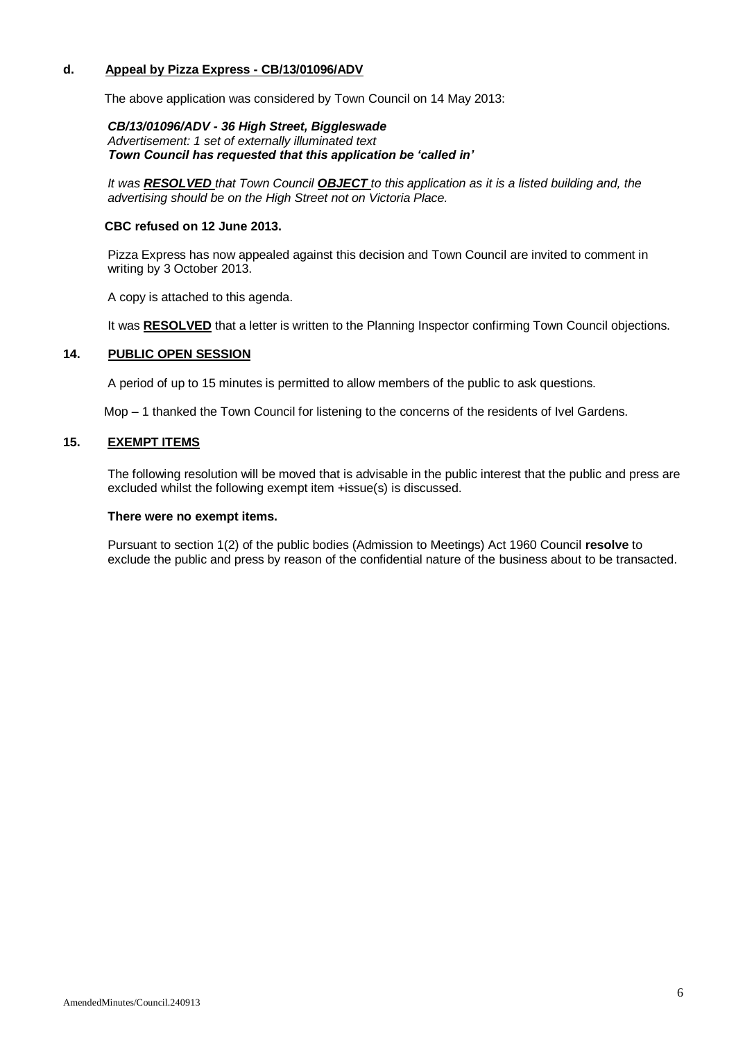**d. Appeal by Pizza Express - CB/13/01096/ADV**

The above application was considered by Town Council on 14 May 2013:

***CB/13/01096/ADV - 36 High Street, Biggleswade***
*Advertisement: 1 set of externally illuminated text*
***Town Council has requested that this application be 'called in'***

*It was **RESOLVED** that Town Council **OBJECT** to this application as it is a listed building and, the advertising should be on the High Street not on Victoria Place.*

**CBC refused on 12 June 2013.**

Pizza Express has now appealed against this decision and Town Council are invited to comment in writing by 3 October 2013.

A copy is attached to this agenda.

It was **RESOLVED** that a letter is written to the Planning Inspector confirming Town Council objections.

## 14. PUBLIC OPEN SESSION

A period of up to 15 minutes is permitted to allow members of the public to ask questions.

Mop – 1 thanked the Town Council for listening to the concerns of the residents of Ivel Gardens.

## 15. EXEMPT ITEMS

The following resolution will be moved that is advisable in the public interest that the public and press are excluded whilst the following exempt item +issue(s) is discussed.

**There were no exempt items.**

Pursuant to section 1(2) of the public bodies (Admission to Meetings) Act 1960 Council **resolve** to exclude the public and press by reason of the confidential nature of the business about to be transacted.